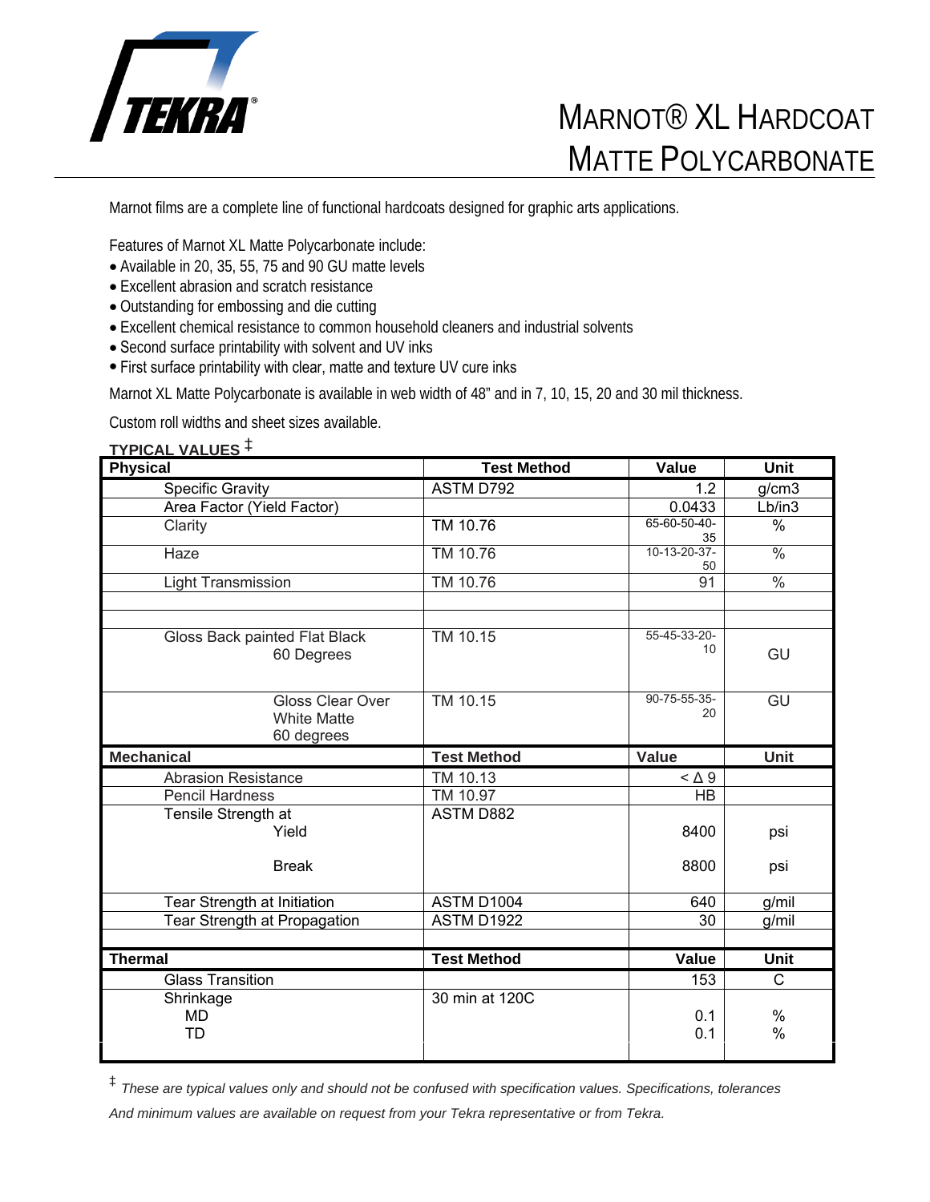# MARNOT® XL HARDCOAT MATTE POLYCARBONATE

Marnot films are a complete line of functional hardcoats designed for graphic arts applications.

Features of Marnot XL Matte Polycarbonate include:

- Available in 20, 35, 55, 75 and 90 GU matte levels
- Excellent abrasion and scratch resistance
- Outstanding for embossing and die cutting
- Excellent chemical resistance to common household cleaners and industrial solvents
- Second surface printability with solvent and UV inks
- First surface printability with clear, matte and texture UV cure inks

Marnot XL Matte Polycarbonate is available in web width of 48" and in 7, 10, 15, 20 and 30 mil thickness.

Custom roll widths and sheet sizes available.

**TYPICAL VALUES ‡**

| Physical | Test Method | Value | Unit |
|---|---|---|---|
| Specific Gravity | ASTM D792 | 1.2 | g/cm3 |
| Area Factor (Yield Factor) | | 0.0433 | Lb/in3 |
| Clarity | TM 10.76 | 65-60-50-40-35 | % |
| Haze | TM 10.76 | 10-13-20-37-50 | % |
| Light Transmission | TM 10.76 | 91 | % |
| | | | |
| | | | |
| Gloss Back painted Flat Black 60 Degrees | TM 10.15 | 55-45-33-20-10 | GU |
| Gloss Clear Over White Matte 60 degrees | TM 10.15 | 90-75-55-35-20 | GU |
| **Mechanical** | **Test Method** | **Value** | **Unit** |
| Abrasion Resistance | TM 10.13 | < Δ 9 | |
| Pencil Harndess | TM 10.97 | HB | |
| Tensile Strength at Yield | ASTM D882 | 8400 | psi |
| Tensile Strength at Break | | 8800 | psi |
| Tear Strength at Initiation | ASTM D1004 | 640 | g/mil |
| Tear Strength at Propagation | ASTM D1922 | 30 | g/mil |
| | | | |
| **Thermal** | **Test Method** | **Value** | **Unit** |
| Glass Transition | | 153 | C |
| Shrinkage MD | 30 min at 120C | 0.1 | % |
| Shrinkage TD | | 0.1 | % |

‡ *These are typical values only and should not be confused with specification values. Specifications, tolerances And minimum values are available on request from your Tekra representative or from Tekra.*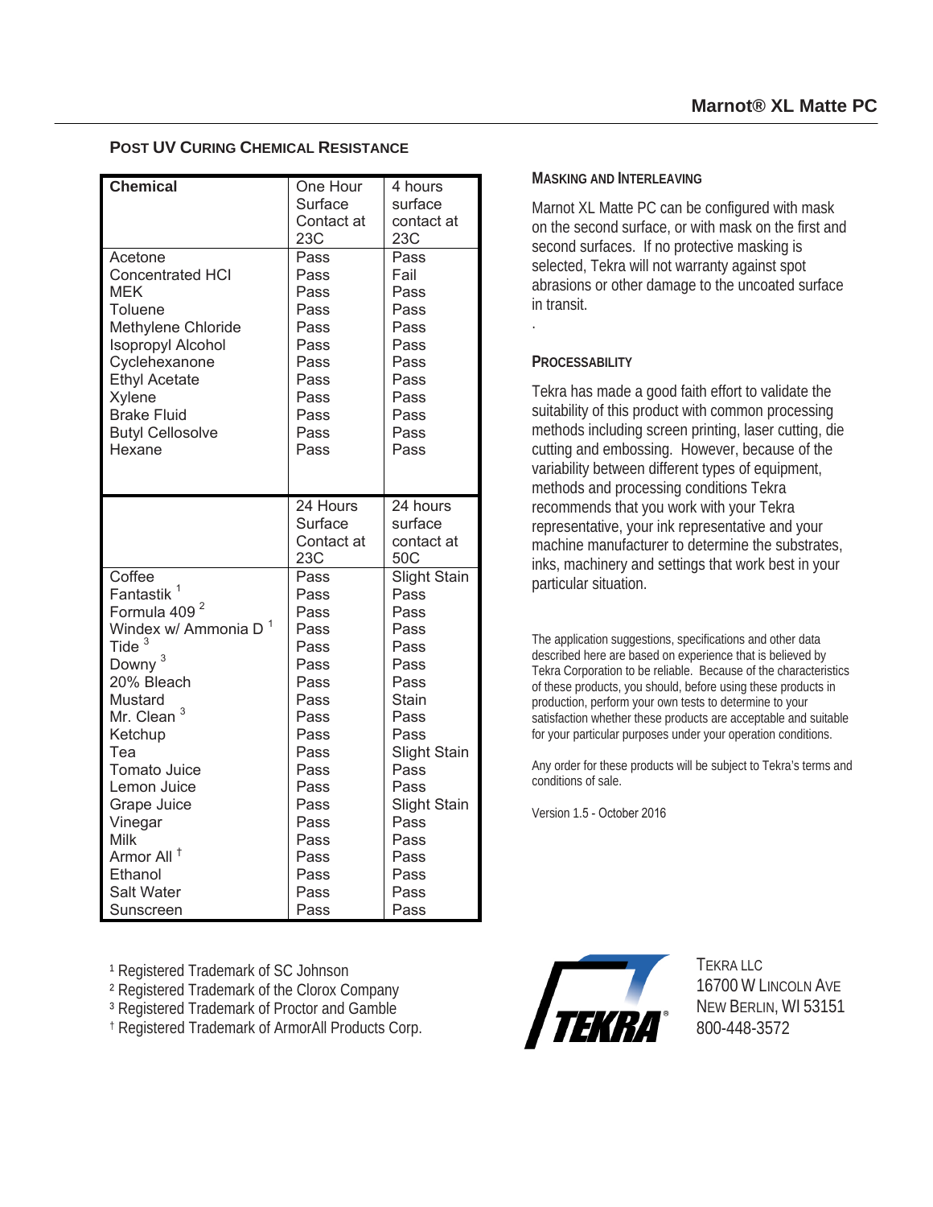## POST UV CURING CHEMICAL RESISTANCE

| Chemical | One Hour Surface Contact at 23C | 4 hours surface contact at 23C |
|---|---|---|
| Acetone | Pass | Pass |
| Concentrated HCl | Pass | Fail |
| MEK | Pass | Pass |
| Toluene | Pass | Pass |
| Methylene Chloride | Pass | Pass |
| Isopropyl Alcohol | Pass | Pass |
| Cyclehexanone | Pass | Pass |
| Ethyl Acetate | Pass | Pass |
| Xylene | Pass | Pass |
| Brake Fluid | Pass | Pass |
| Butyl Cellosolve | Pass | Pass |
| Hexane | Pass | Pass |
| | 24 Hours Surface Contact at 23C | 24 hours surface contact at 50C |
| Coffee | Pass | Slight Stain |
| Fantastik [1] | Pass | Pass |
| Formula 409 [2] | Pass | Pass |
| Windex w/ Ammonia D [1] | Pass | Pass |
| Tide [3] | Pass | Pass |
| Downy [3] | Pass | Pass |
| 20% Bleach | Pass | Pass |
| Mustard | Pass | Stain |
| Mr. Clean [3] | Pass | Pass |
| Ketchup | Pass | Pass |
| Tea | Pass | Slight Stain |
| Tomato Juice | Pass | Pass |
| Lemon Juice | Pass | Pass |
| Grape Juice | Pass | Slight Stain |
| Vinegar | Pass | Pass |
| Milk | Pass | Pass |
| Armor All [†] | Pass | Pass |
| Ethanol | Pass | Pass |
| Salt Water | Pass | Pass |
| Sunscreen | Pass | Pass |

[1] Registered Trademark of SC Johnson
[2] Registered Trademark of the Clorox Company
[3] Registered Trademark of Proctor and Gamble
[†] Registered Trademark of ArmorAll Products Corp.

## MASKING AND INTERLEAVING

Marnot XL Matte PC can be configured with mask on the second surface, or with mask on the first and second surfaces. If no protective masking is selected, Tekra will not warranty against spot abrasions or other damage to the uncoated surface in transit.

## PROCESSABILITY

Tekra has made a good faith effort to validate the suitability of this product with common processing methods including screen printing, laser cutting, die cutting and embossing. However, because of the variability between different types of equipment, methods and processing conditions Tekra recommends that you work with your Tekra representative, your ink representative and your machine manufacturer to determine the substrates, inks, machinery and settings that work best in your particular situation.

The application suggestions, specifications and other data described here are based on experience that is believed by Tekra Corporation to be reliable. Because of the characteristics of these products, you should, before using these products in production, perform your own tests to determine to your satisfaction whether these products are acceptable and suitable for your particular purposes under your operation conditions.

Any order for these products will be subject to Tekra's terms and conditions of sale.

Version 1.5 - October 2016

TEKRA®

TEKRA LLC
16700 W LINCOLN AVE
NEW BERLIN, WI 53151
800-448-3572